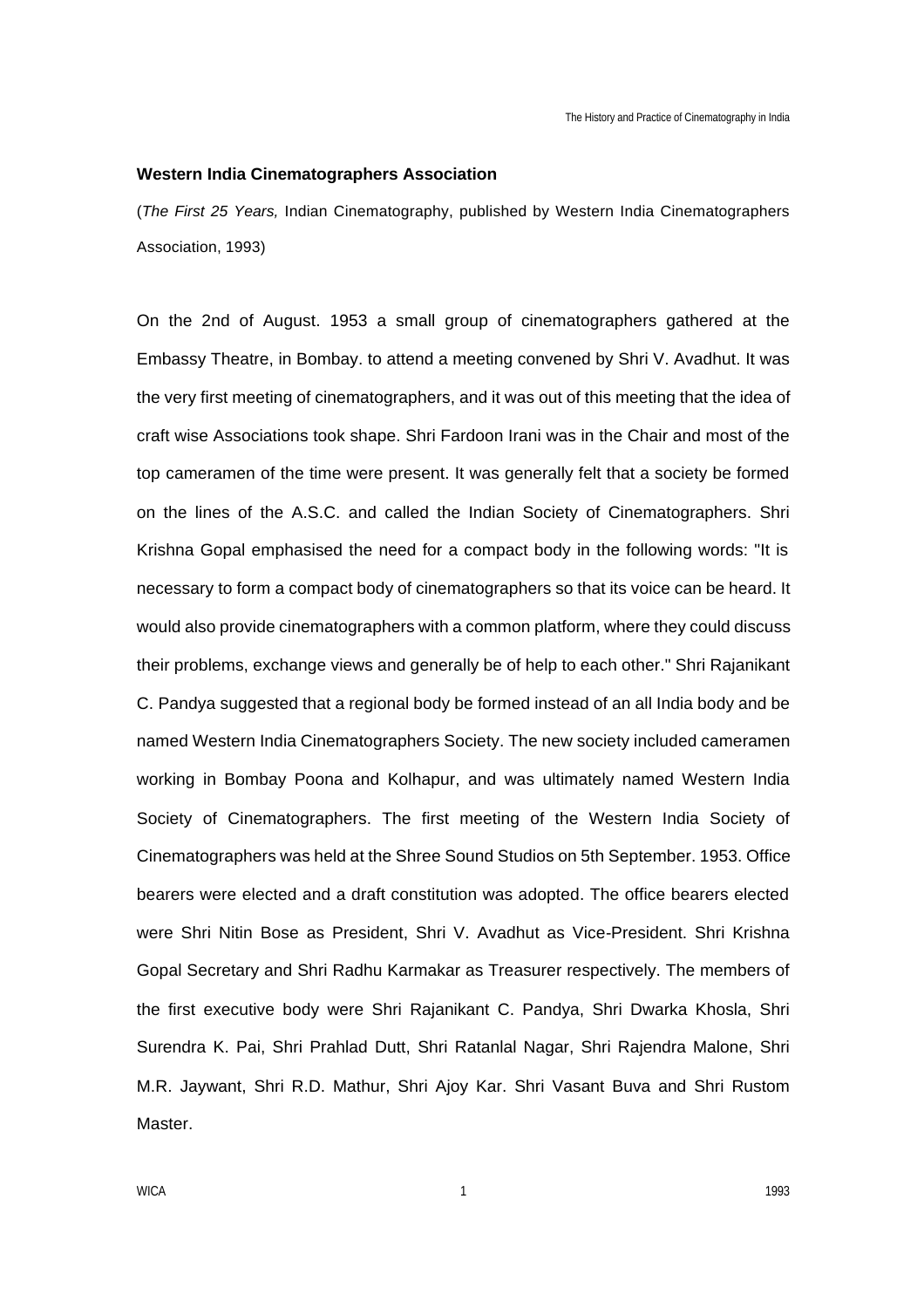**Western India Cinematographers Association**

(*The First 25 Years,* Indian Cinematography, published by Western India Cinematographers Association, 1993)

On the 2nd of August. 1953 a small group of cinematographers gathered at the Embassy Theatre, in Bombay. to attend a meeting convened by Shri V. Avadhut. It was the very first meeting of cinematographers, and it was out of this meeting that the idea of craft wise Associations took shape. Shri Fardoon Irani was in the Chair and most of the top cameramen of the time were present. It was generally felt that a society be formed on the lines of the A.S.C. and called the Indian Society of Cinematographers. Shri Krishna Gopal emphasised the need for a compact body in the following words: "It is necessary to form a compact body of cinematographers so that its voice can be heard. It would also provide cinematographers with a common platform, where they could discuss their problems, exchange views and generally be of help to each other." Shri Rajanikant C. Pandya suggested that a regional body be formed instead of an all India body and be named Western India Cinematographers Society. The new society included cameramen working in Bombay Poona and Kolhapur, and was ultimately named Western India Society of Cinematographers. The first meeting of the Western India Society of Cinematographers was held at the Shree Sound Studios on 5th September. 1953. Office bearers were elected and a draft constitution was adopted. The office bearers elected were Shri Nitin Bose as President, Shri V. Avadhut as Vice-President. Shri Krishna Gopal Secretary and Shri Radhu Karmakar as Treasurer respectively. The members of the first executive body were Shri Rajanikant C. Pandya, Shri Dwarka Khosla, Shri Surendra K. Pai, Shri Prahlad Dutt, Shri Ratanlal Nagar, Shri Rajendra Malone, Shri M.R. Jaywant, Shri R.D. Mathur, Shri Ajoy Kar. Shri Vasant Buva and Shri Rustom Master.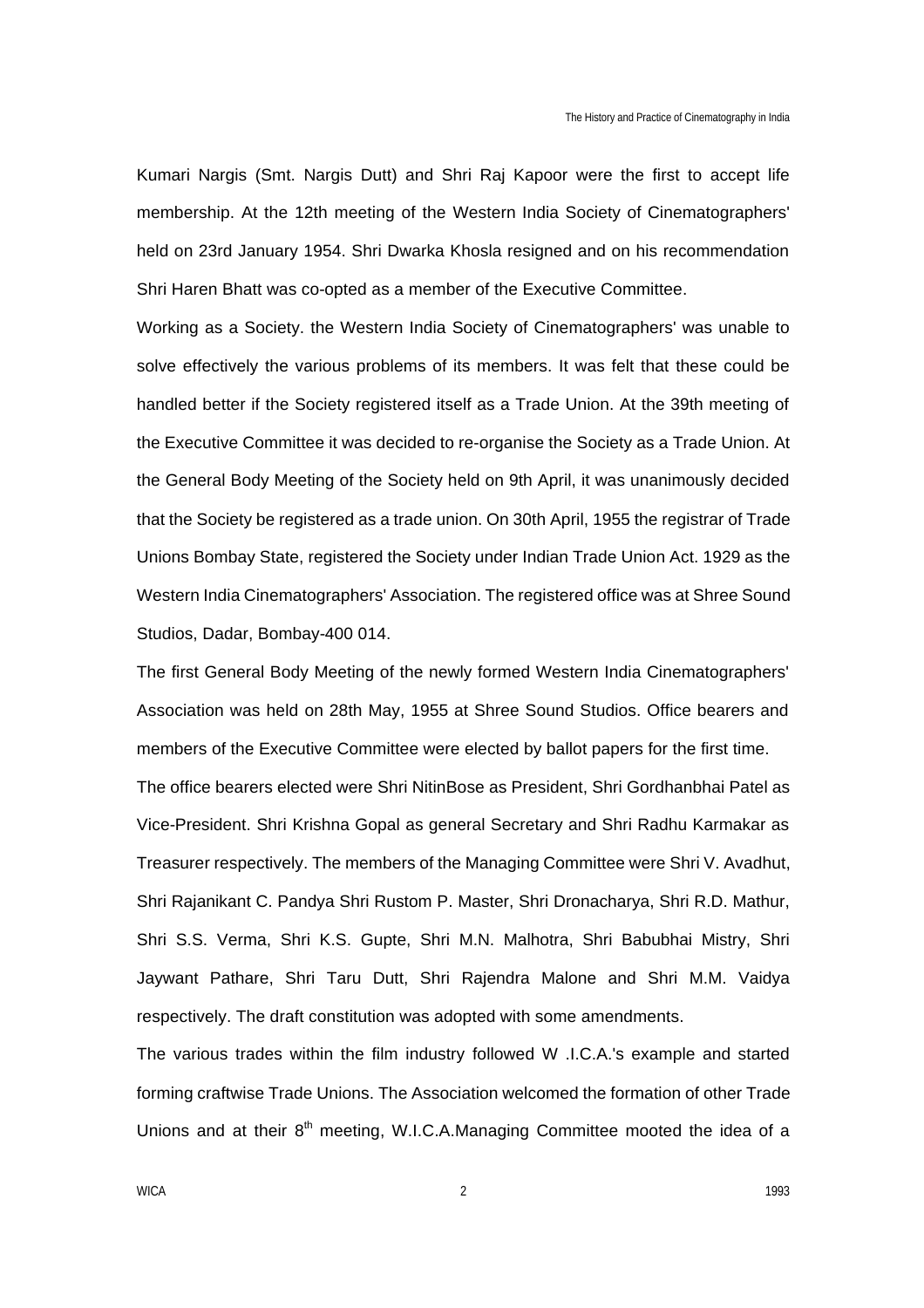Kumari Nargis (Smt. Nargis Dutt) and Shri Raj Kapoor were the first to accept life membership. At the 12th meeting of the Western India Society of Cinematographers' held on 23rd January 1954. Shri Dwarka Khosla resigned and on his recommendation Shri Haren Bhatt was co-opted as a member of the Executive Committee.

Working as a Society. the Western India Society of Cinematographers' was unable to solve effectively the various problems of its members. It was felt that these could be handled better if the Society registered itself as a Trade Union. At the 39th meeting of the Executive Committee it was decided to re-organise the Society as a Trade Union. At the General Body Meeting of the Society held on 9th April, it was unanimously decided that the Society be registered as a trade union. On 30th April, 1955 the registrar of Trade Unions Bombay State, registered the Society under Indian Trade Union Act. 1929 as the Western India Cinematographers' Association. The registered office was at Shree Sound Studios, Dadar, Bombay-400 014.

The first General Body Meeting of the newly formed Western India Cinematographers' Association was held on 28th May, 1955 at Shree Sound Studios. Office bearers and members of the Executive Committee were elected by ballot papers for the first time.

The office bearers elected were Shri NitinBose as President, Shri Gordhanbhai Patel as Vice-President. Shri Krishna Gopal as general Secretary and Shri Radhu Karmakar as Treasurer respectively. The members of the Managing Committee were Shri V. Avadhut, Shri Rajanikant C. Pandya Shri Rustom P. Master, Shri Dronacharya, Shri R.D. Mathur, Shri S.S. Verma, Shri K.S. Gupte, Shri M.N. Malhotra, Shri Babubhai Mistry, Shri Jaywant Pathare, Shri Taru Dutt, Shri Rajendra Malone and Shri M.M. Vaidya respectively. The draft constitution was adopted with some amendments.

The various trades within the film industry followed W .I.C.A.'s example and started forming craftwise Trade Unions. The Association welcomed the formation of other Trade Unions and at their 8th meeting, W.I.C.A.Managing Committee mooted the idea of a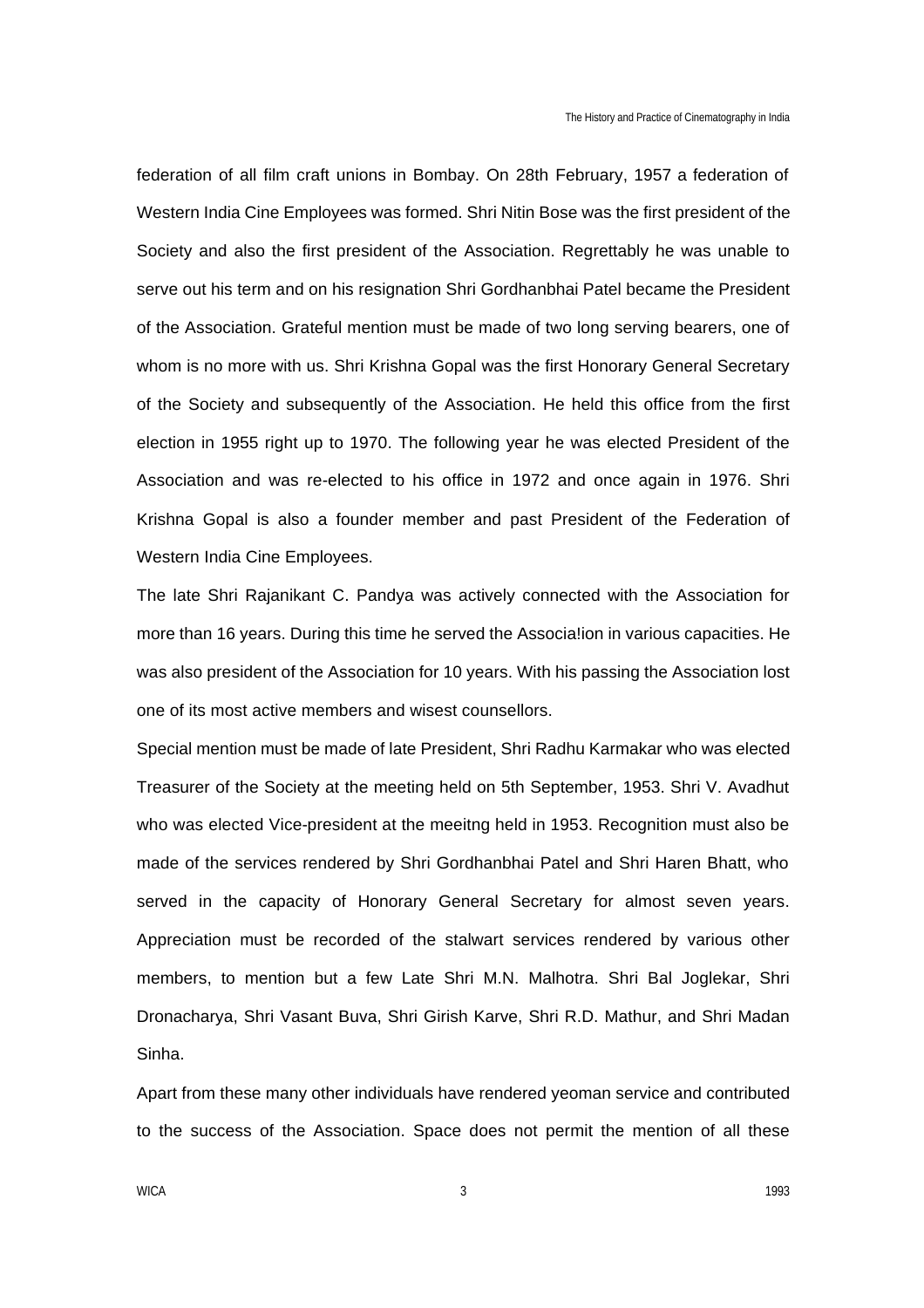federation of all film craft unions in Bombay. On 28th February, 1957 a federation of Western India Cine Employees was formed. Shri Nitin Bose was the first president of the Society and also the first president of the Association. Regrettably he was unable to serve out his term and on his resignation Shri Gordhanbhai Patel became the President of the Association. Grateful mention must be made of two long serving bearers, one of whom is no more with us. Shri Krishna Gopal was the first Honorary General Secretary of the Society and subsequently of the Association. He held this office from the first election in 1955 right up to 1970. The following year he was elected President of the Association and was re-elected to his office in 1972 and once again in 1976. Shri Krishna Gopal is also a founder member and past President of the Federation of Western India Cine Employees.

The late Shri Rajanikant C. Pandya was actively connected with the Association for more than 16 years. During this time he served the Associa!ion in various capacities. He was also president of the Association for 10 years. With his passing the Association lost one of its most active members and wisest counsellors.

Special mention must be made of late President, Shri Radhu Karmakar who was elected Treasurer of the Society at the meeting held on 5th September, 1953. Shri V. Avadhut who was elected Vice-president at the meeitng held in 1953. Recognition must also be made of the services rendered by Shri Gordhanbhai Patel and Shri Haren Bhatt, who served in the capacity of Honorary General Secretary for almost seven years. Appreciation must be recorded of the stalwart services rendered by various other members, to mention but a few Late Shri M.N. Malhotra. Shri Bal Joglekar, Shri Dronacharya, Shri Vasant Buva, Shri Girish Karve, Shri R.D. Mathur, and Shri Madan Sinha.

Apart from these many other individuals have rendered yeoman service and contributed to the success of the Association. Space does not permit the mention of all these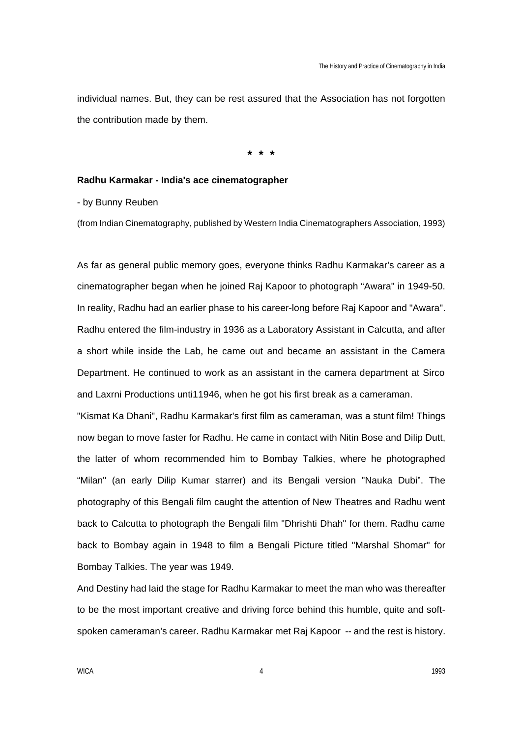individual names. But, they can be rest assured that the Association has not forgotten the contribution made by them.

* * *

**Radhu Karmakar - India's ace cinematographer**

- by Bunny Reuben

(from Indian Cinematography, published by Western India Cinematographers Association, 1993)

As far as general public memory goes, everyone thinks Radhu Karmakar's career as a cinematographer began when he joined Raj Kapoor to photograph “Awara" in 1949-50. In reality, Radhu had an earlier phase to his career-long before Raj Kapoor and "Awara". Radhu entered the film-industry in 1936 as a Laboratory Assistant in Calcutta, and after a short while inside the Lab, he came out and became an assistant in the Camera Department. He continued to work as an assistant in the camera department at Sirco and Laxrni Productions unti11946, when he got his first break as a cameraman.

"Kismat Ka Dhani", Radhu Karmakar's first film as cameraman, was a stunt film! Things now began to move faster for Radhu. He came in contact with Nitin Bose and Dilip Dutt, the latter of whom recommended him to Bombay Talkies, where he photographed “Milan" (an early Dilip Kumar starrer) and its Bengali version "Nauka Dubi”. The photography of this Bengali film caught the attention of New Theatres and Radhu went back to Calcutta to photograph the Bengali film "Dhrishti Dhah" for them. Radhu came back to Bombay again in 1948 to film a Bengali Picture titled "Marshal Shomar" for Bombay Talkies. The year was 1949.

And Destiny had laid the stage for Radhu Karmakar to meet the man who was thereafter to be the most important creative and driving force behind this humble, quite and soft-spoken cameraman's career. Radhu Karmakar met Raj Kapoor -- and the rest is history.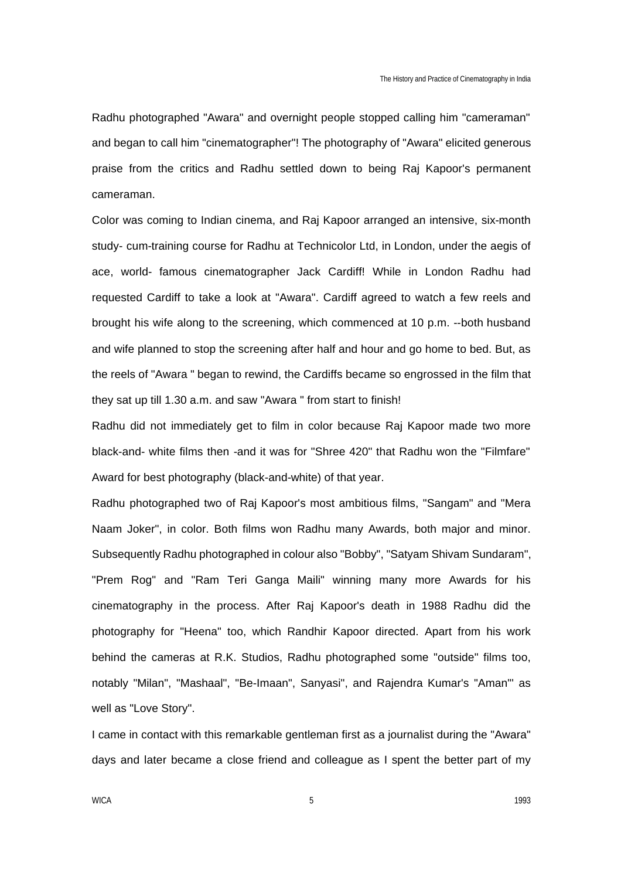Radhu photographed "Awara" and overnight people stopped calling him "cameraman" and began to call him "cinematographer"! The photography of "Awara" elicited generous praise from the critics and Radhu settled down to being Raj Kapoor's permanent cameraman.

Color was coming to Indian cinema, and Raj Kapoor arranged an intensive, six-month study- cum-training course for Radhu at Technicolor Ltd, in London, under the aegis of ace, world- famous cinematographer Jack Cardiff! While in London Radhu had requested Cardiff to take a look at "Awara". Cardiff agreed to watch a few reels and brought his wife along to the screening, which commenced at 10 p.m. --both husband and wife planned to stop the screening after half and hour and go home to bed. But, as the reels of "Awara " began to rewind, the Cardiffs became so engrossed in the film that they sat up till 1.30 a.m. and saw "Awara " from start to finish!

Radhu did not immediately get to film in color because Raj Kapoor made two more black-and- white films then -and it was for "Shree 420" that Radhu won the "Filmfare" Award for best photography (black-and-white) of that year.

Radhu photographed two of Raj Kapoor's most ambitious films, "Sangam" and "Mera Naam Joker", in color. Both films won Radhu many Awards, both major and minor. Subsequently Radhu photographed in colour also "Bobby", "Satyam Shivam Sundaram", "Prem Rog" and "Ram Teri Ganga Maili" winning many more Awards for his cinematography in the process. After Raj Kapoor's death in 1988 Radhu did the photography for "Heena" too, which Randhir Kapoor directed. Apart from his work behind the cameras at R.K. Studios, Radhu photographed some "outside" films too, notably "Milan", "Mashaal", "Be-Imaan", Sanyasi", and Rajendra Kumar's "Aman"' as well as "Love Story".

I came in contact with this remarkable gentleman first as a journalist during the "Awara" days and later became a close friend and colleague as I spent the better part of my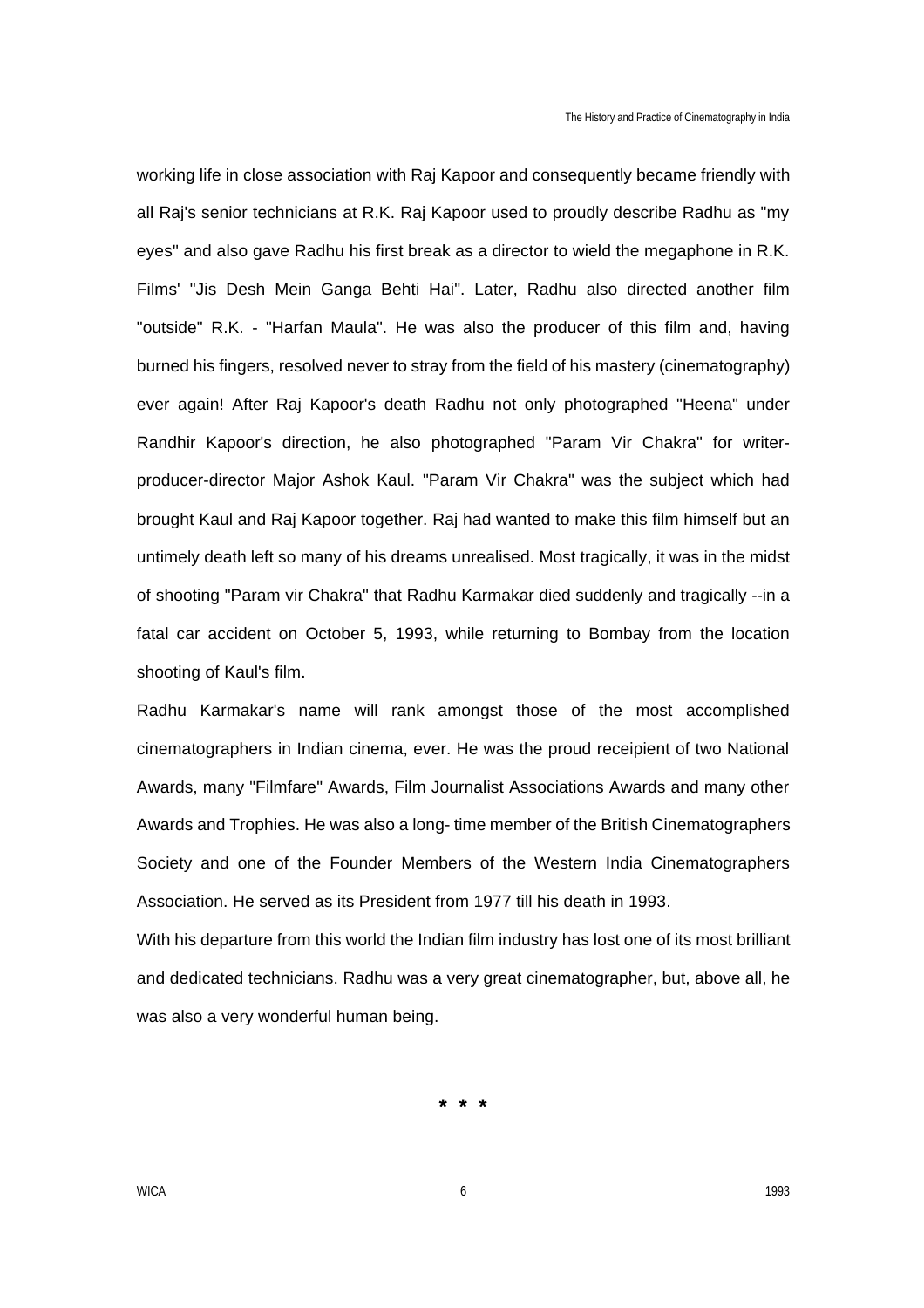working life in close association with Raj Kapoor and consequently became friendly with all Raj's senior technicians at R.K. Raj Kapoor used to proudly describe Radhu as "my eyes" and also gave Radhu his first break as a director to wield the megaphone in R.K. Films' "Jis Desh Mein Ganga Behti Hai". Later, Radhu also directed another film "outside" R.K. - "Harfan Maula". He was also the producer of this film and, having burned his fingers, resolved never to stray from the field of his mastery (cinematography) ever again! After Raj Kapoor's death Radhu not only photographed "Heena" under Randhir Kapoor's direction, he also photographed "Param Vir Chakra" for writer-producer-director Major Ashok Kaul. "Param Vir Chakra" was the subject which had brought Kaul and Raj Kapoor together. Raj had wanted to make this film himself but an untimely death left so many of his dreams unrealised. Most tragically, it was in the midst of shooting "Param vir Chakra" that Radhu Karmakar died suddenly and tragically --in a fatal car accident on October 5, 1993, while returning to Bombay from the location shooting of Kaul's film.

Radhu Karmakar's name will rank amongst those of the most accomplished cinematographers in Indian cinema, ever. He was the proud receipient of two National Awards, many "Filmfare" Awards, Film Journalist Associations Awards and many other Awards and Trophies. He was also a long- time member of the British Cinematographers Society and one of the Founder Members of the Western India Cinematographers Association. He served as its President from 1977 till his death in 1993.

With his departure from this world the Indian film industry has lost one of its most brilliant and dedicated technicians. Radhu was a very great cinematographer, but, above all, he was also a very wonderful human being.

\* \* \*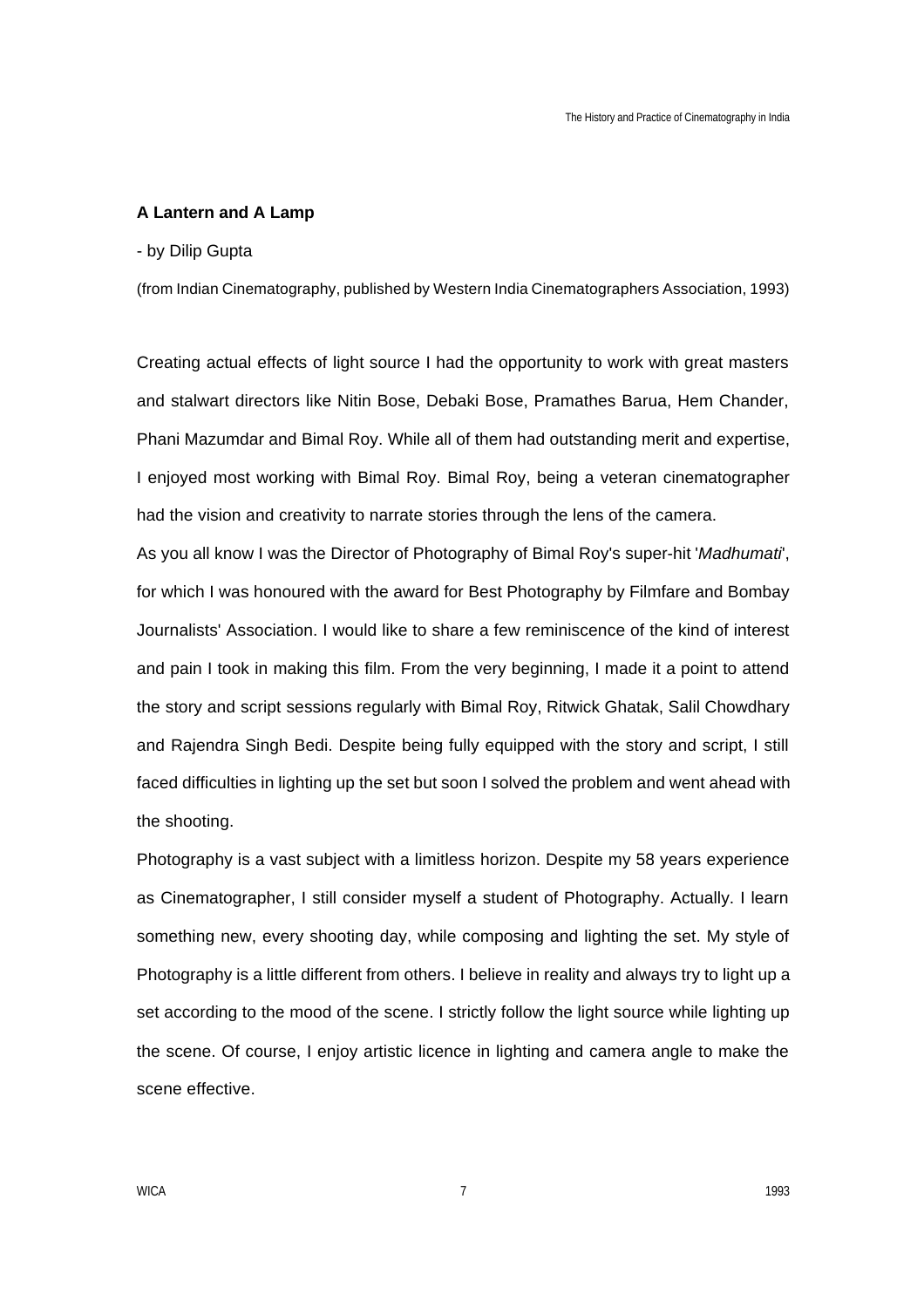**A Lantern and A Lamp**

- by Dilip Gupta

(from Indian Cinematography, published by Western India Cinematographers Association, 1993)

Creating actual effects of light source I had the opportunity to work with great masters and stalwart directors like Nitin Bose, Debaki Bose, Pramathes Barua, Hem Chander, Phani Mazumdar and Bimal Roy. While all of them had outstanding merit and expertise, I enjoyed most working with Bimal Roy. Bimal Roy, being a veteran cinematographer had the vision and creativity to narrate stories through the lens of the camera.

As you all know I was the Director of Photography of Bimal Roy's super-hit '*Madhumati*', for which I was honoured with the award for Best Photography by Filmfare and Bombay Journalists' Association. I would like to share a few reminiscence of the kind of interest and pain I took in making this film. From the very beginning, I made it a point to attend the story and script sessions regularly with Bimal Roy, Ritwick Ghatak, Salil Chowdhary and Rajendra Singh Bedi. Despite being fully equipped with the story and script, I still faced difficulties in lighting up the set but soon I solved the problem and went ahead with the shooting.

Photography is a vast subject with a limitless horizon. Despite my 58 years experience as Cinematographer, I still consider myself a student of Photography. Actually. I learn something new, every shooting day, while composing and lighting the set. My style of Photography is a little different from others. I believe in reality and always try to light up a set according to the mood of the scene. I strictly follow the light source while lighting up the scene. Of course, I enjoy artistic licence in lighting and camera angle to make the scene effective.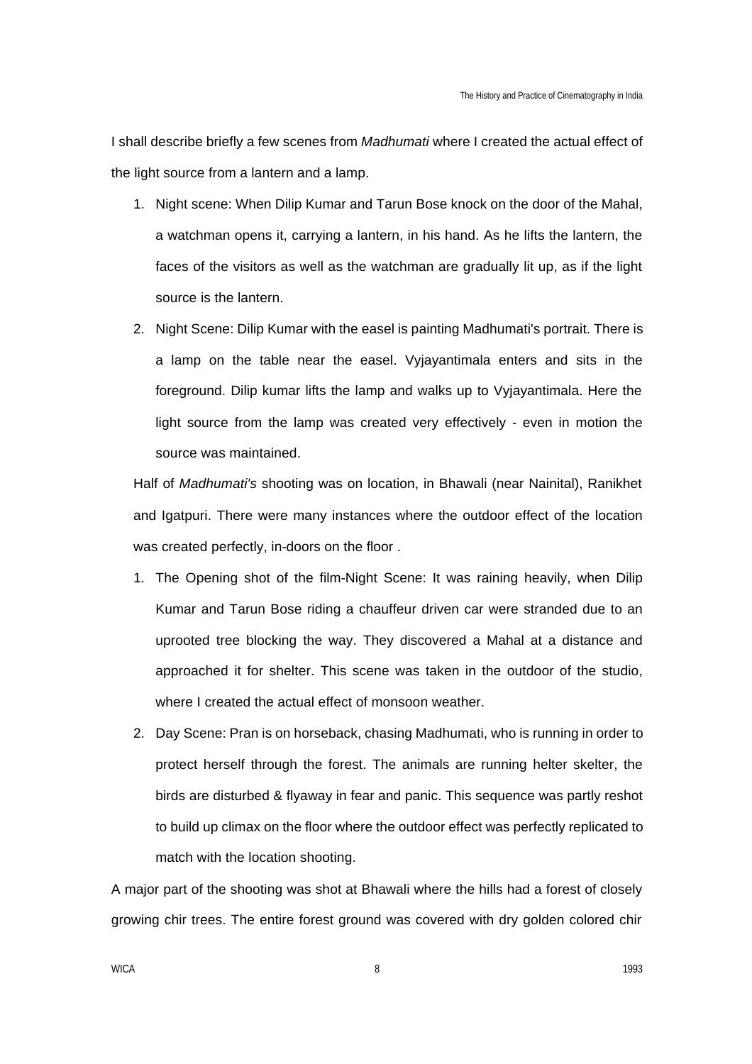I shall describe briefly a few scenes from *Madhumati* where I created the actual effect of the light source from a lantern and a lamp.

1. Night scene: When Dilip Kumar and Tarun Bose knock on the door of the Mahal, a watchman opens it, carrying a lantern, in his hand. As he lifts the lantern, the faces of the visitors as well as the watchman are gradually lit up, as if the light source is the lantern.
2. Night Scene: Dilip Kumar with the easel is painting Madhumati's portrait. There is a lamp on the table near the easel. Vyjayantimala enters and sits in the foreground. Dilip kumar lifts the lamp and walks up to Vyjayantimala. Here the light source from the lamp was created very effectively - even in motion the source was maintained.

Half of *Madhumati's* shooting was on location, in Bhawali (near Nainital), Ranikhet and Igatpuri. There were many instances where the outdoor effect of the location was created perfectly, in-doors on the floor .

1. The Opening shot of the film-Night Scene: It was raining heavily, when Dilip Kumar and Tarun Bose riding a chauffeur driven car were stranded due to an uprooted tree blocking the way. They discovered a Mahal at a distance and approached it for shelter. This scene was taken in the outdoor of the studio, where I created the actual effect of monsoon weather.
2. Day Scene: Pran is on horseback, chasing Madhumati, who is running in order to protect herself through the forest. The animals are running helter skelter, the birds are disturbed & flyaway in fear and panic. This sequence was partly reshot to build up climax on the floor where the outdoor effect was perfectly replicated to match with the location shooting.

A major part of the shooting was shot at Bhawali where the hills had a forest of closely growing chir trees. The entire forest ground was covered with dry golden colored chir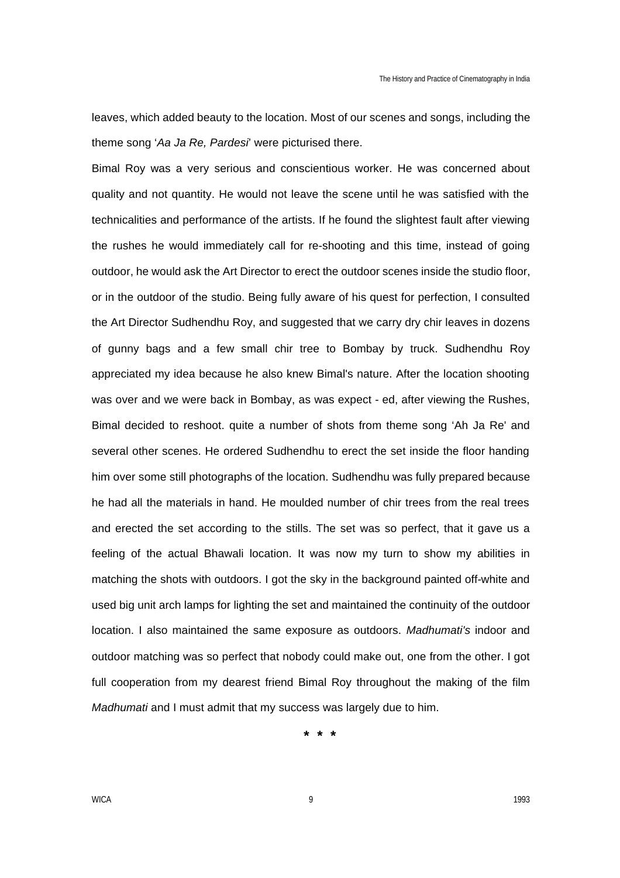leaves, which added beauty to the location. Most of our scenes and songs, including the theme song '*Aa Ja Re, Pardesi*' were picturised there.

Bimal Roy was a very serious and conscientious worker. He was concerned about quality and not quantity. He would not leave the scene until he was satisfied with the technicalities and performance of the artists. If he found the slightest fault after viewing the rushes he would immediately call for re-shooting and this time, instead of going outdoor, he would ask the Art Director to erect the outdoor scenes inside the studio floor, or in the outdoor of the studio. Being fully aware of his quest for perfection, I consulted the Art Director Sudhendhu Roy, and suggested that we carry dry chir leaves in dozens of gunny bags and a few small chir tree to Bombay by truck. Sudhendhu Roy appreciated my idea because he also knew Bimal's nature. After the location shooting was over and we were back in Bombay, as was expect - ed, after viewing the Rushes, Bimal decided to reshoot. quite a number of shots from theme song 'Ah Ja Re' and several other scenes. He ordered Sudhendhu to erect the set inside the floor handing him over some still photographs of the location. Sudhendhu was fully prepared because he had all the materials in hand. He moulded number of chir trees from the real trees and erected the set according to the stills. The set was so perfect, that it gave us a feeling of the actual Bhawali location. It was now my turn to show my abilities in matching the shots with outdoors. I got the sky in the background painted off-white and used big unit arch lamps for lighting the set and maintained the continuity of the outdoor location. I also maintained the same exposure as outdoors. *Madhumati's* indoor and outdoor matching was so perfect that nobody could make out, one from the other. I got full cooperation from my dearest friend Bimal Roy throughout the making of the film *Madhumati* and I must admit that my success was largely due to him.

**\* \* \***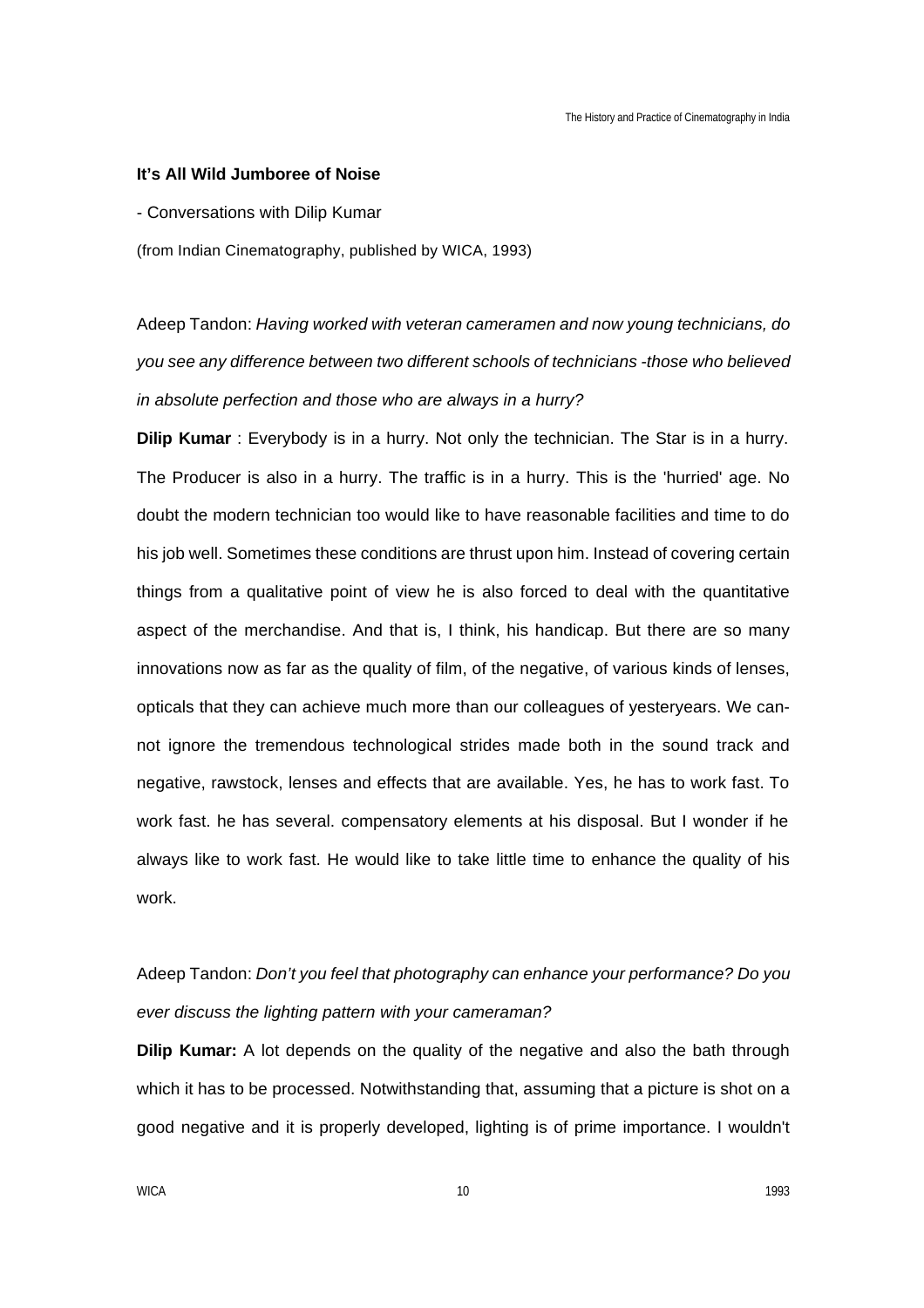**It's All Wild Jumboree of Noise**

- Conversations with Dilip Kumar

(from Indian Cinematography, published by WICA, 1993)

Adeep Tandon: *Having worked with veteran cameramen and now young technicians, do you see any difference between two different schools of technicians -those who believed in absolute perfection and those who are always in a hurry?*

**Dilip Kumar** : Everybody is in a hurry. Not only the technician. The Star is in a hurry. The Producer is also in a hurry. The traffic is in a hurry. This is the 'hurried' age. No doubt the modern technician too would like to have reasonable facilities and time to do his job well. Sometimes these conditions are thrust upon him. Instead of covering certain things from a qualitative point of view he is also forced to deal with the quantitative aspect of the merchandise. And that is, I think, his handicap. But there are so many innovations now as far as the quality of film, of the negative, of various kinds of lenses, opticals that they can achieve much more than our colleagues of yesteryears. We cannot ignore the tremendous technological strides made both in the sound track and negative, rawstock, lenses and effects that are available. Yes, he has to work fast. To work fast. he has several. compensatory elements at his disposal. But I wonder if he always like to work fast. He would like to take little time to enhance the quality of his work.

Adeep Tandon: *Don't you feel that photography can enhance your performance? Do you ever discuss the lighting pattern with your cameraman?*

**Dilip Kumar:** A lot depends on the quality of the negative and also the bath through which it has to be processed. Notwithstanding that, assuming that a picture is shot on a good negative and it is properly developed, lighting is of prime importance. I wouldn't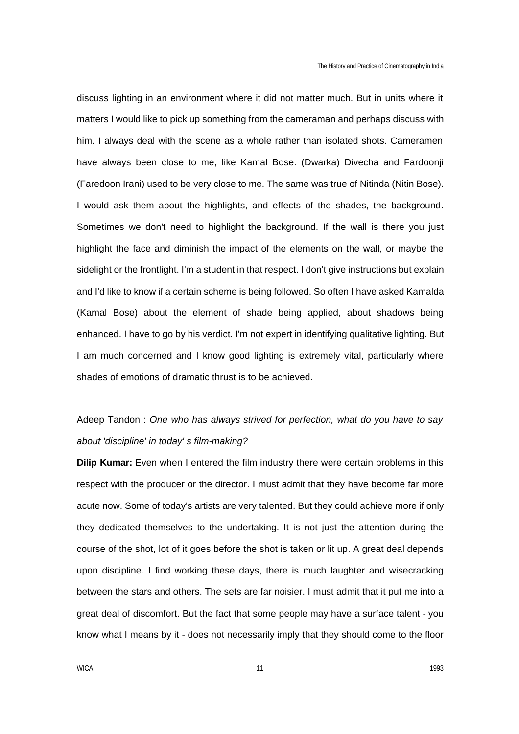discuss lighting in an environment where it did not matter much. But in units where it matters I would like to pick up something from the cameraman and perhaps discuss with him. I always deal with the scene as a whole rather than isolated shots. Cameramen have always been close to me, like Kamal Bose. (Dwarka) Divecha and Fardoonji (Faredoon Irani) used to be very close to me. The same was true of Nitinda (Nitin Bose). I would ask them about the highlights, and effects of the shades, the background. Sometimes we don't need to highlight the background. If the wall is there you just highlight the face and diminish the impact of the elements on the wall, or maybe the sidelight or the frontlight. I'm a student in that respect. I don't give instructions but explain and I'd like to know if a certain scheme is being followed. So often I have asked Kamalda (Kamal Bose) about the element of shade being applied, about shadows being enhanced. I have to go by his verdict. I'm not expert in identifying qualitative lighting. But I am much concerned and I know good lighting is extremely vital, particularly where shades of emotions of dramatic thrust is to be achieved.

Adeep Tandon : *One who has always strived for perfection, what do you have to say about 'discipline' in today' s film-making?*

**Dilip Kumar:** Even when I entered the film industry there were certain problems in this respect with the producer or the director. I must admit that they have become far more acute now. Some of today's artists are very talented. But they could achieve more if only they dedicated themselves to the undertaking. It is not just the attention during the course of the shot, lot of it goes before the shot is taken or lit up. A great deal depends upon discipline. I find working these days, there is much laughter and wisecracking between the stars and others. The sets are far noisier. I must admit that it put me into a great deal of discomfort. But the fact that some people may have a surface talent - you know what I means by it - does not necessarily imply that they should come to the floor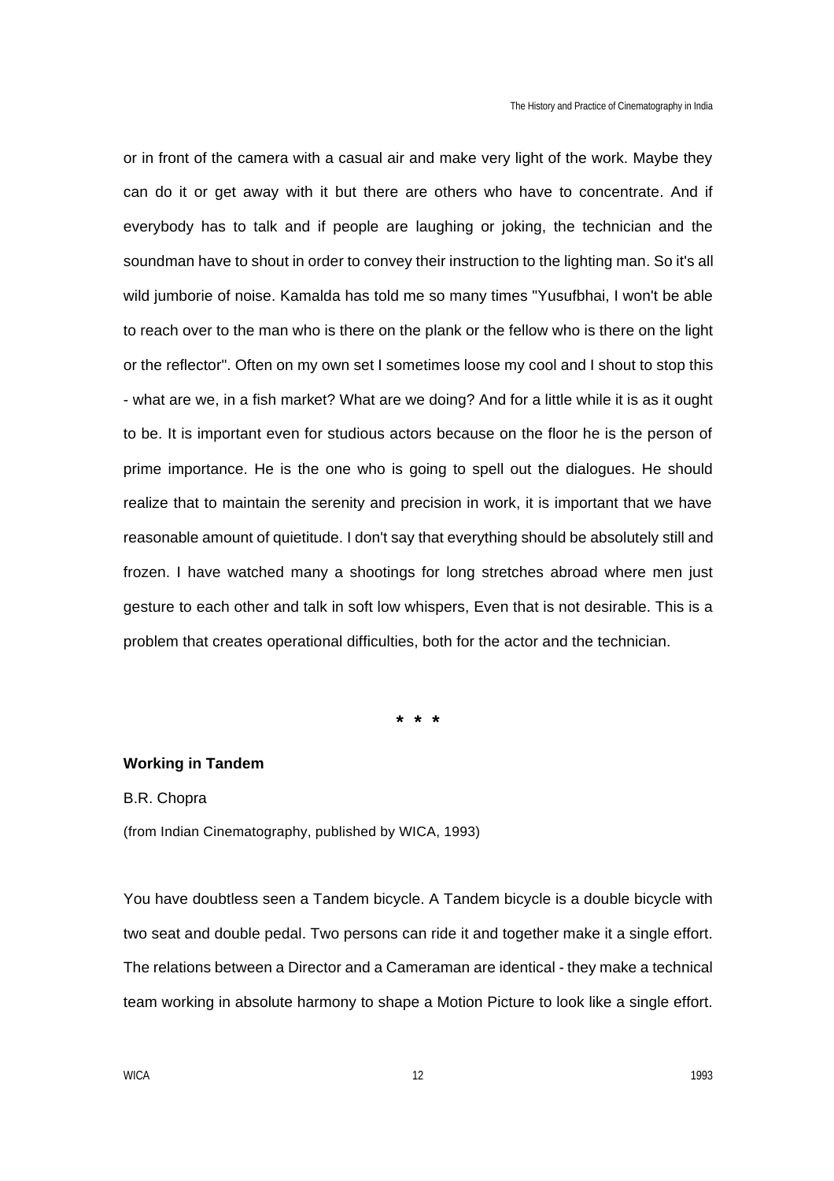or in front of the camera with a casual air and make very light of the work. Maybe they can do it or get away with it but there are others who have to concentrate. And if everybody has to talk and if people are laughing or joking, the technician and the soundman have to shout in order to convey their instruction to the lighting man. So it's all wild jumborie of noise. Kamalda has told me so many times "Yusufbhai, I won't be able to reach over to the man who is there on the plank or the fellow who is there on the light or the reflector". Often on my own set I sometimes loose my cool and I shout to stop this - what are we, in a fish market? What are we doing? And for a little while it is as it ought to be. It is important even for studious actors because on the floor he is the person of prime importance. He is the one who is going to spell out the dialogues. He should realize that to maintain the serenity and precision in work, it is important that we have reasonable amount of quietitude. I don't say that everything should be absolutely still and frozen. I have watched many a shootings for long stretches abroad where men just gesture to each other and talk in soft low whispers, Even that is not desirable. This is a problem that creates operational difficulties, both for the actor and the technician.

* * *

**Working in Tandem**

B.R. Chopra

(from Indian Cinematography, published by WICA, 1993)

You have doubtless seen a Tandem bicycle. A Tandem bicycle is a double bicycle with two seat and double pedal. Two persons can ride it and together make it a single effort. The relations between a Director and a Cameraman are identical - they make a technical team working in absolute harmony to shape a Motion Picture to look like a single effort.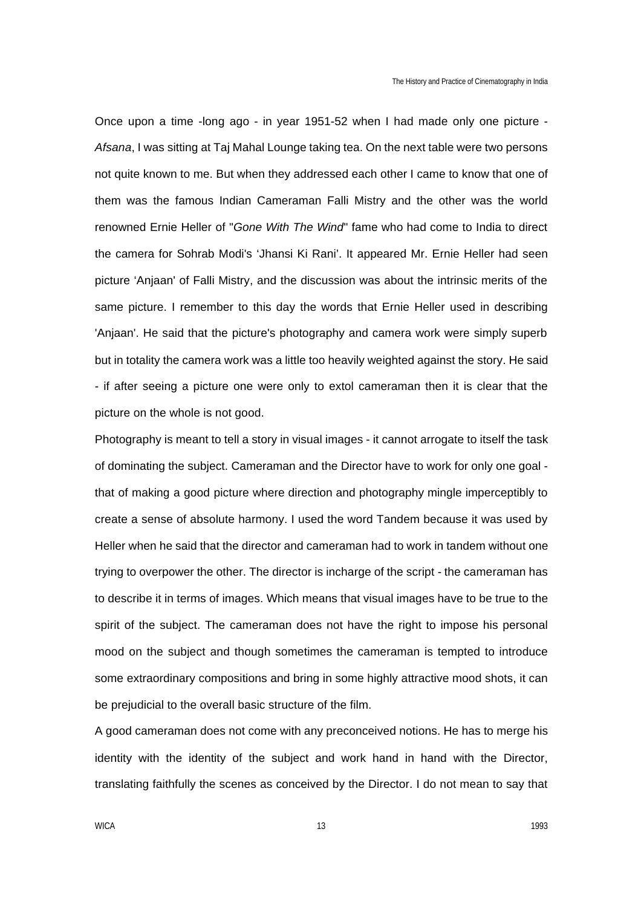Once upon a time -long ago - in year 1951-52 when I had made only one picture - *Afsana*, I was sitting at Taj Mahal Lounge taking tea. On the next table were two persons not quite known to me. But when they addressed each other I came to know that one of them was the famous Indian Cameraman Falli Mistry and the other was the world renowned Ernie Heller of "*Gone With The Wind*" fame who had come to India to direct the camera for Sohrab Modi's 'Jhansi Ki Rani'. It appeared Mr. Ernie Heller had seen picture 'Anjaan' of Falli Mistry, and the discussion was about the intrinsic merits of the same picture. I remember to this day the words that Ernie Heller used in describing 'Anjaan'. He said that the picture's photography and camera work were simply superb but in totality the camera work was a little too heavily weighted against the story. He said - if after seeing a picture one were only to extol cameraman then it is clear that the picture on the whole is not good.

Photography is meant to tell a story in visual images - it cannot arrogate to itself the task of dominating the subject. Cameraman and the Director have to work for only one goal - that of making a good picture where direction and photography mingle imperceptibly to create a sense of absolute harmony. I used the word Tandem because it was used by Heller when he said that the director and cameraman had to work in tandem without one trying to overpower the other. The director is incharge of the script - the cameraman has to describe it in terms of images. Which means that visual images have to be true to the spirit of the subject. The cameraman does not have the right to impose his personal mood on the subject and though sometimes the cameraman is tempted to introduce some extraordinary compositions and bring in some highly attractive mood shots, it can be prejudicial to the overall basic structure of the film.

A good cameraman does not come with any preconceived notions. He has to merge his identity with the identity of the subject and work hand in hand with the Director, translating faithfully the scenes as conceived by the Director. I do not mean to say that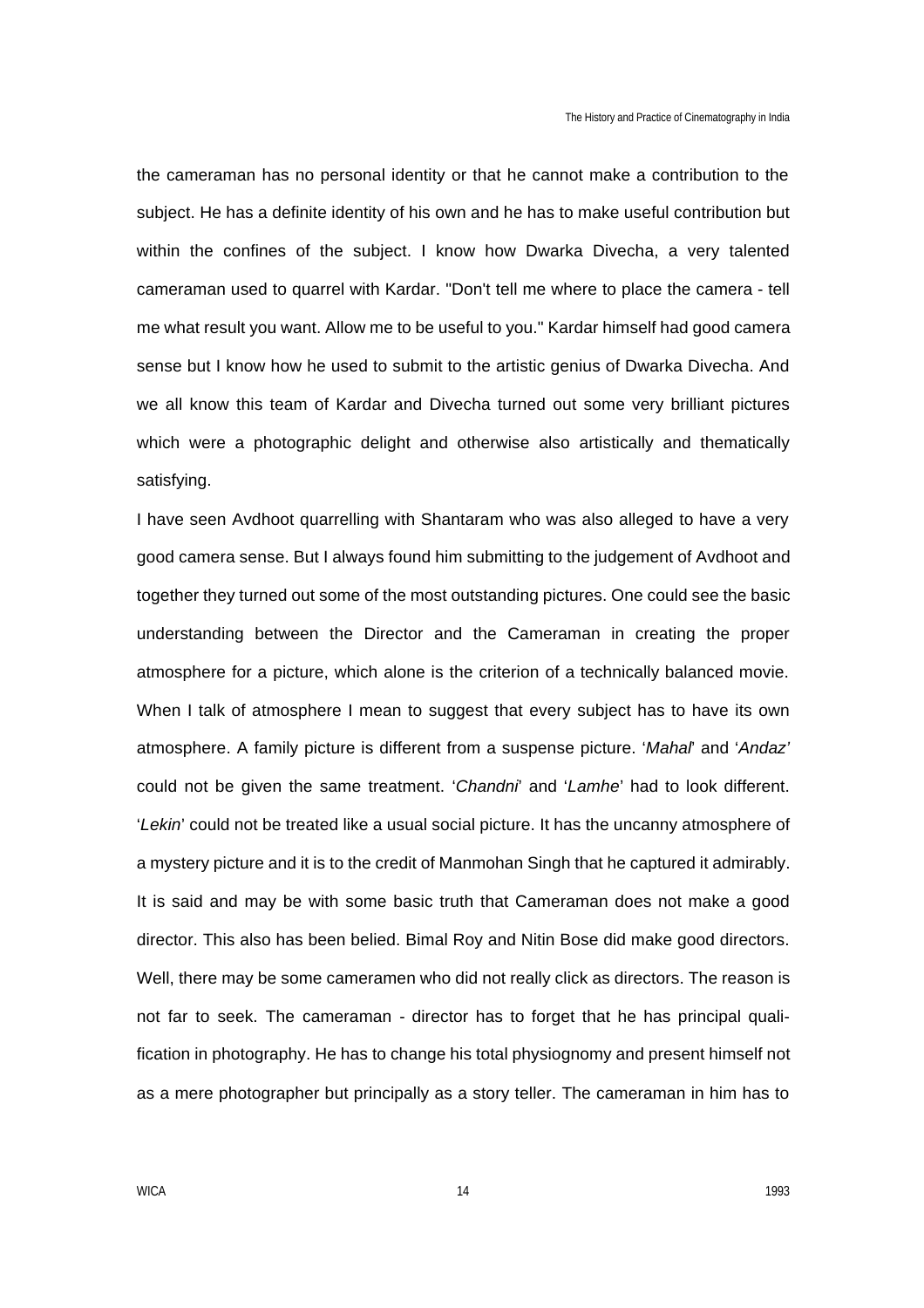the cameraman has no personal identity or that he cannot make a contribution to the subject. He has a definite identity of his own and he has to make useful contribution but within the confines of the subject. I know how Dwarka Divecha, a very talented cameraman used to quarrel with Kardar. "Don't tell me where to place the camera - tell me what result you want. Allow me to be useful to you." Kardar himself had good camera sense but I know how he used to submit to the artistic genius of Dwarka Divecha. And we all know this team of Kardar and Divecha turned out some very brilliant pictures which were a photographic delight and otherwise also artistically and thematically satisfying.

I have seen Avdhoot quarrelling with Shantaram who was also alleged to have a very good camera sense. But I always found him submitting to the judgement of Avdhoot and together they turned out some of the most outstanding pictures. One could see the basic understanding between the Director and the Cameraman in creating the proper atmosphere for a picture, which alone is the criterion of a technically balanced movie. When I talk of atmosphere I mean to suggest that every subject has to have its own atmosphere. A family picture is different from a suspense picture. '*Mahal*' and '*Andaz'* could not be given the same treatment. '*Chandni*' and '*Lamhe*' had to look different. '*Lekin*' could not be treated like a usual social picture. It has the uncanny atmosphere of a mystery picture and it is to the credit of Manmohan Singh that he captured it admirably. It is said and may be with some basic truth that Cameraman does not make a good director. This also has been belied. Bimal Roy and Nitin Bose did make good directors. Well, there may be some cameramen who did not really click as directors. The reason is not far to seek. The cameraman - director has to forget that he has principal qualification in photography. He has to change his total physiognomy and present himself not as a mere photographer but principally as a story teller. The cameraman in him has to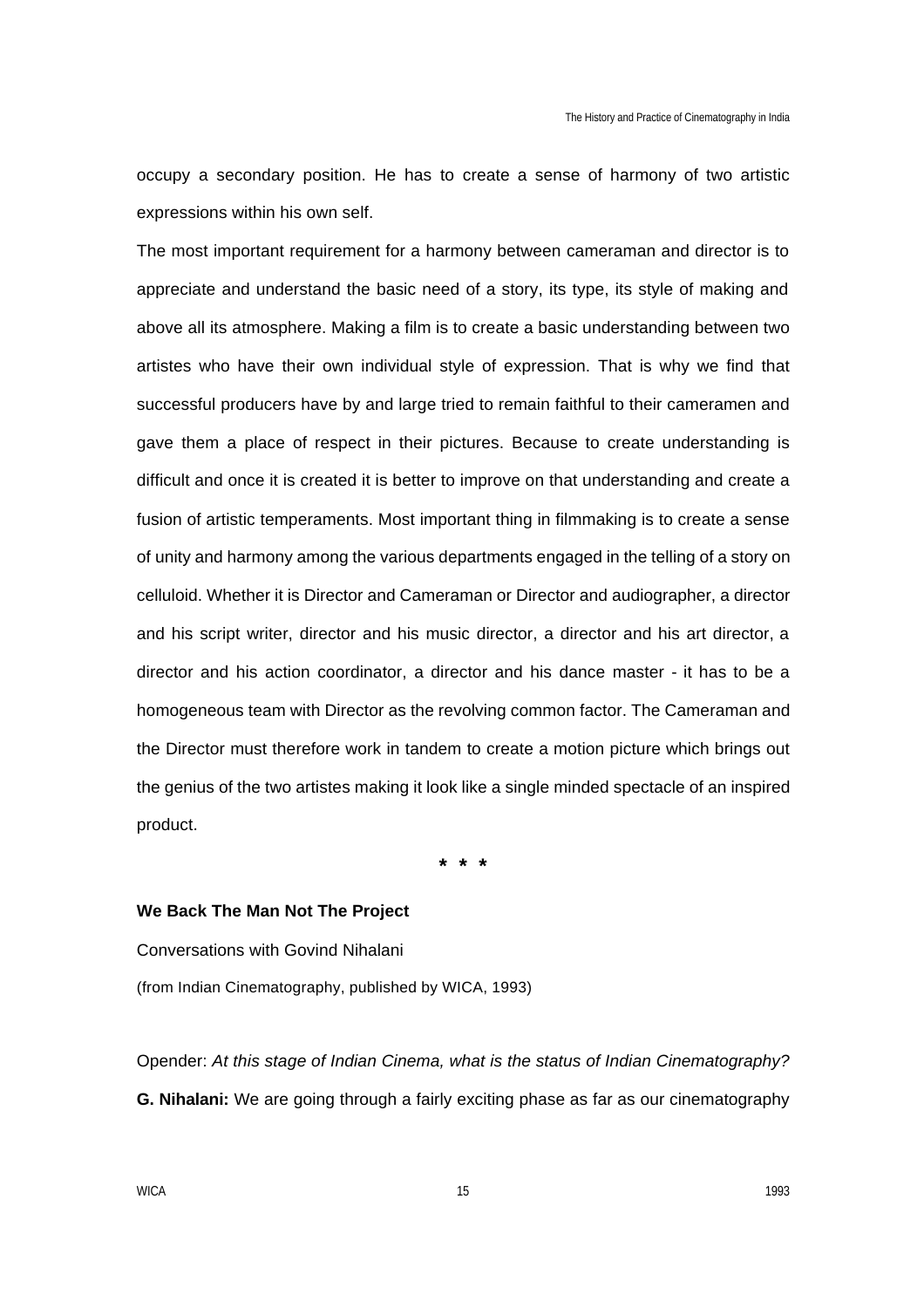occupy a secondary position. He has to create a sense of harmony of two artistic expressions within his own self.

The most important requirement for a harmony between cameraman and director is to appreciate and understand the basic need of a story, its type, its style of making and above all its atmosphere. Making a film is to create a basic understanding between two artistes who have their own individual style of expression. That is why we find that successful producers have by and large tried to remain faithful to their cameramen and gave them a place of respect in their pictures. Because to create understanding is difficult and once it is created it is better to improve on that understanding and create a fusion of artistic temperaments. Most important thing in filmmaking is to create a sense of unity and harmony among the various departments engaged in the telling of a story on celluloid. Whether it is Director and Cameraman or Director and audiographer, a director and his script writer, director and his music director, a director and his art director, a director and his action coordinator, a director and his dance master - it has to be a homogeneous team with Director as the revolving common factor. The Cameraman and the Director must therefore work in tandem to create a motion picture which brings out the genius of the two artistes making it look like a single minded spectacle of an inspired product.

\* \* \*

**We Back The Man Not The Project**

Conversations with Govind Nihalani

(from Indian Cinematography, published by WICA, 1993)

Opender: *At this stage of Indian Cinema, what is the status of Indian Cinematography?*

**G. Nihalani:** We are going through a fairly exciting phase as far as our cinematography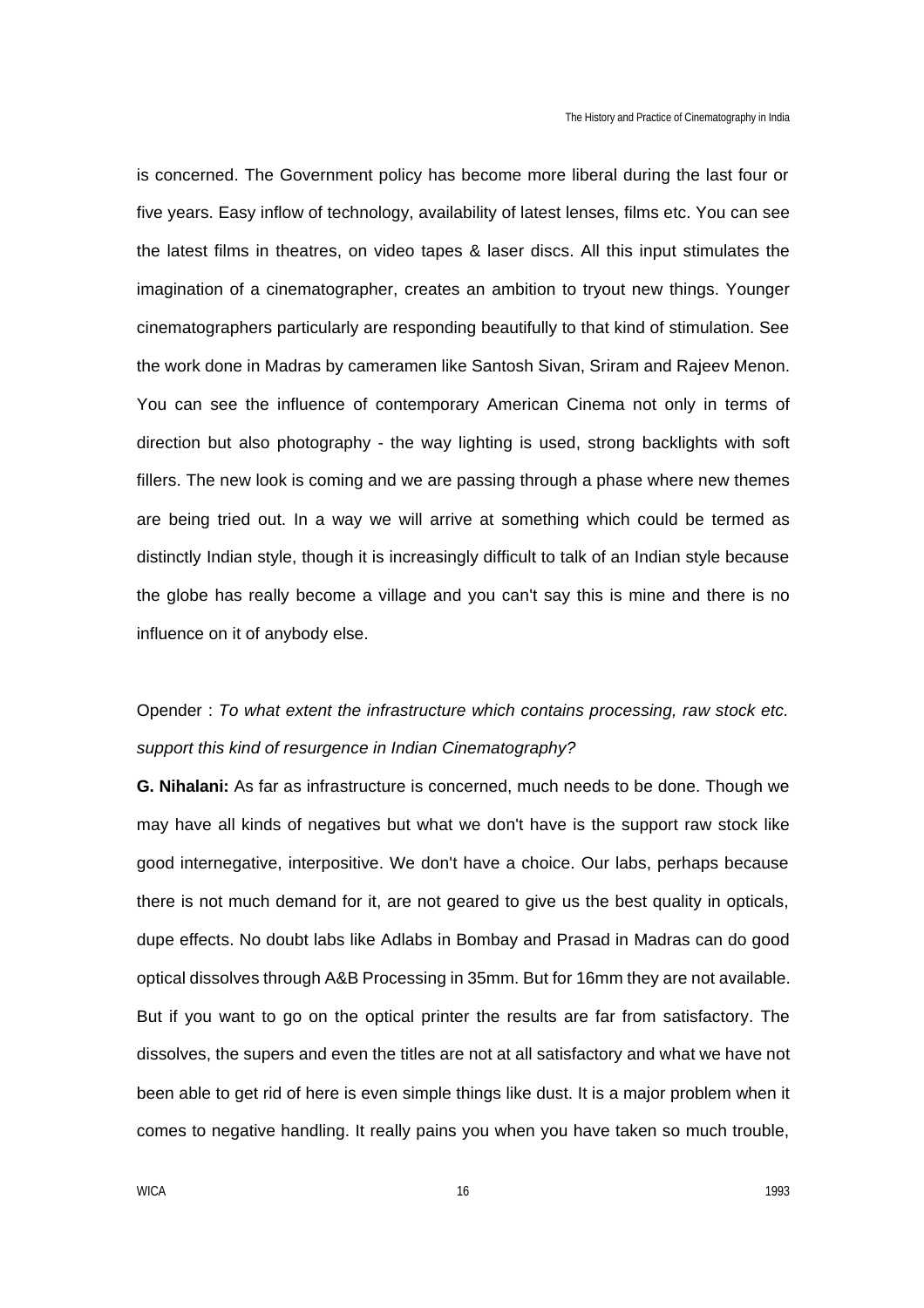is concerned. The Government policy has become more liberal during the last four or five years. Easy inflow of technology, availability of latest lenses, films etc. You can see the latest films in theatres, on video tapes & laser discs. All this input stimulates the imagination of a cinematographer, creates an ambition to tryout new things. Younger cinematographers particularly are responding beautifully to that kind of stimulation. See the work done in Madras by cameramen like Santosh Sivan, Sriram and Rajeev Menon. You can see the influence of contemporary American Cinema not only in terms of direction but also photography - the way lighting is used, strong backlights with soft fillers. The new look is coming and we are passing through a phase where new themes are being tried out. In a way we will arrive at something which could be termed as distinctly Indian style, though it is increasingly difficult to talk of an Indian style because the globe has really become a village and you can't say this is mine and there is no influence on it of anybody else.

Opender : *To what extent the infrastructure which contains processing, raw stock etc. support this kind of resurgence in Indian Cinematography?*

**G. Nihalani:** As far as infrastructure is concerned, much needs to be done. Though we may have all kinds of negatives but what we don't have is the support raw stock like good internegative, interpositive. We don't have a choice. Our labs, perhaps because there is not much demand for it, are not geared to give us the best quality in opticals, dupe effects. No doubt labs like Adlabs in Bombay and Prasad in Madras can do good optical dissolves through A&B Processing in 35mm. But for 16mm they are not available. But if you want to go on the optical printer the results are far from satisfactory. The dissolves, the supers and even the titles are not at all satisfactory and what we have not been able to get rid of here is even simple things like dust. It is a major problem when it comes to negative handling. It really pains you when you have taken so much trouble,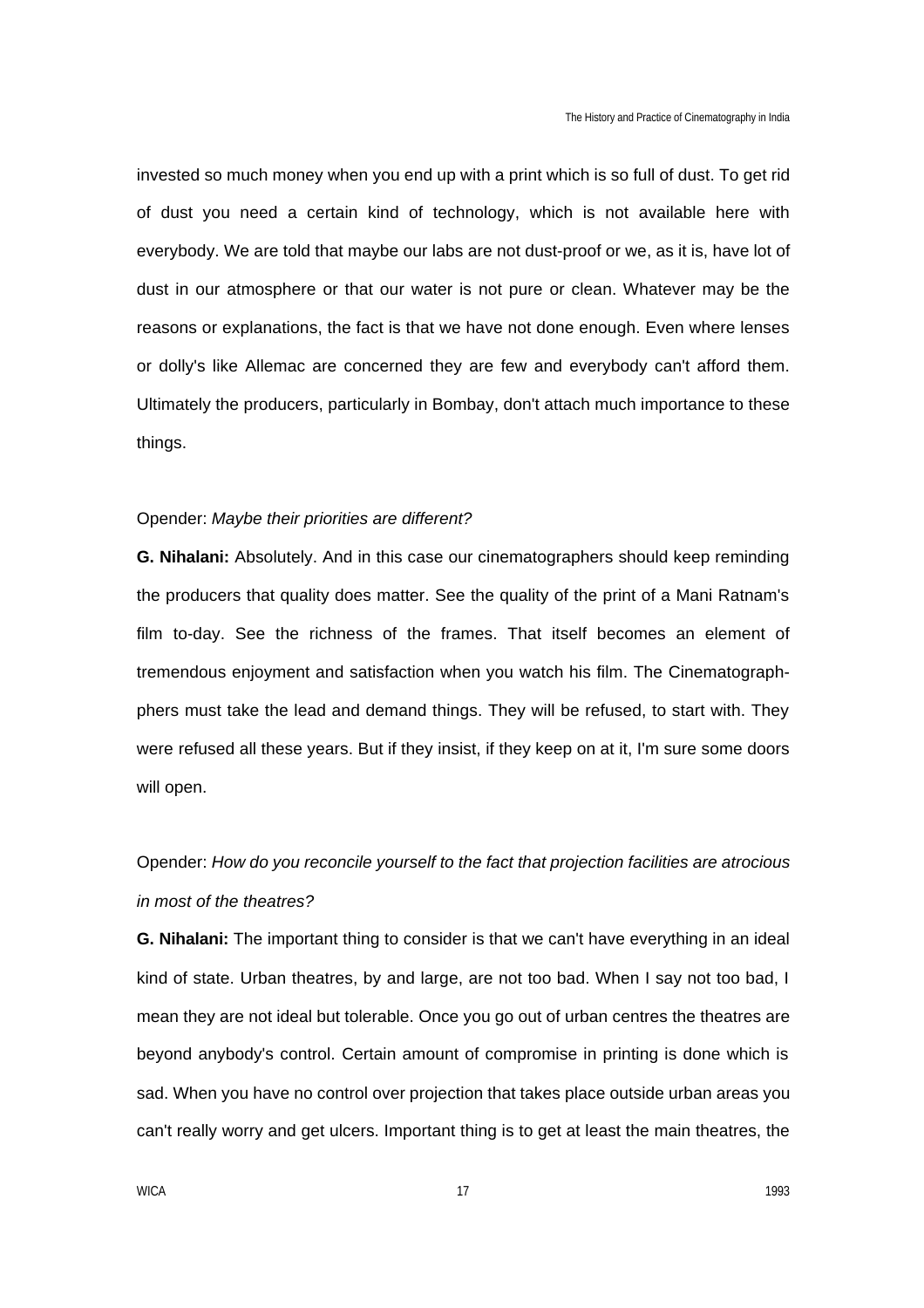invested so much money when you end up with a print which is so full of dust. To get rid of dust you need a certain kind of technology, which is not available here with everybody. We are told that maybe our labs are not dust-proof or we, as it is, have lot of dust in our atmosphere or that our water is not pure or clean. Whatever may be the reasons or explanations, the fact is that we have not done enough. Even where lenses or dolly's like Allemac are concerned they are few and everybody can't afford them. Ultimately the producers, particularly in Bombay, don't attach much importance to these things.

Opender: *Maybe their priorities are different?*

**G. Nihalani:** Absolutely. And in this case our cinematographers should keep reminding the producers that quality does matter. See the quality of the print of a Mani Ratnam's film to-day. See the richness of the frames. That itself becomes an element of tremendous enjoyment and satisfaction when you watch his film. The Cinematograph-phers must take the lead and demand things. They will be refused, to start with. They were refused all these years. But if they insist, if they keep on at it, I'm sure some doors will open.

Opender: *How do you reconcile yourself to the fact that projection facilities are atrocious in most of the theatres?*

**G. Nihalani:** The important thing to consider is that we can't have everything in an ideal kind of state. Urban theatres, by and large, are not too bad. When I say not too bad, I mean they are not ideal but tolerable. Once you go out of urban centres the theatres are beyond anybody's control. Certain amount of compromise in printing is done which is sad. When you have no control over projection that takes place outside urban areas you can't really worry and get ulcers. Important thing is to get at least the main theatres, the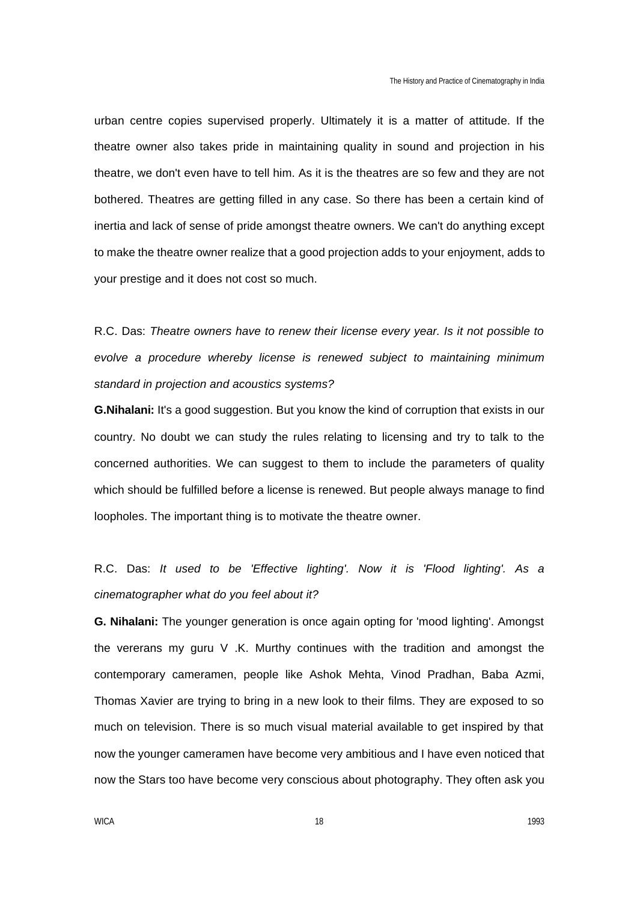urban centre copies supervised properly. Ultimately it is a matter of attitude. If the theatre owner also takes pride in maintaining quality in sound and projection in his theatre, we don't even have to tell him. As it is the theatres are so few and they are not bothered. Theatres are getting filled in any case. So there has been a certain kind of inertia and lack of sense of pride amongst theatre owners. We can't do anything except to make the theatre owner realize that a good projection adds to your enjoyment, adds to your prestige and it does not cost so much.

R.C. Das: *Theatre owners have to renew their license every year. Is it not possible to evolve a procedure whereby license is renewed subject to maintaining minimum standard in projection and acoustics systems?*

**G.Nihalani:** It's a good suggestion. But you know the kind of corruption that exists in our country. No doubt we can study the rules relating to licensing and try to talk to the concerned authorities. We can suggest to them to include the parameters of quality which should be fulfilled before a license is renewed. But people always manage to find loopholes. The important thing is to motivate the theatre owner.

R.C. Das: *It used to be 'Effective lighting'. Now it is 'Flood lighting'. As a cinematographer what do you feel about it?*

**G. Nihalani:** The younger generation is once again opting for 'mood lighting'. Amongst the vererans my guru V .K. Murthy continues with the tradition and amongst the contemporary cameramen, people like Ashok Mehta, Vinod Pradhan, Baba Azmi, Thomas Xavier are trying to bring in a new look to their films. They are exposed to so much on television. There is so much visual material available to get inspired by that now the younger cameramen have become very ambitious and I have even noticed that now the Stars too have become very conscious about photography. They often ask you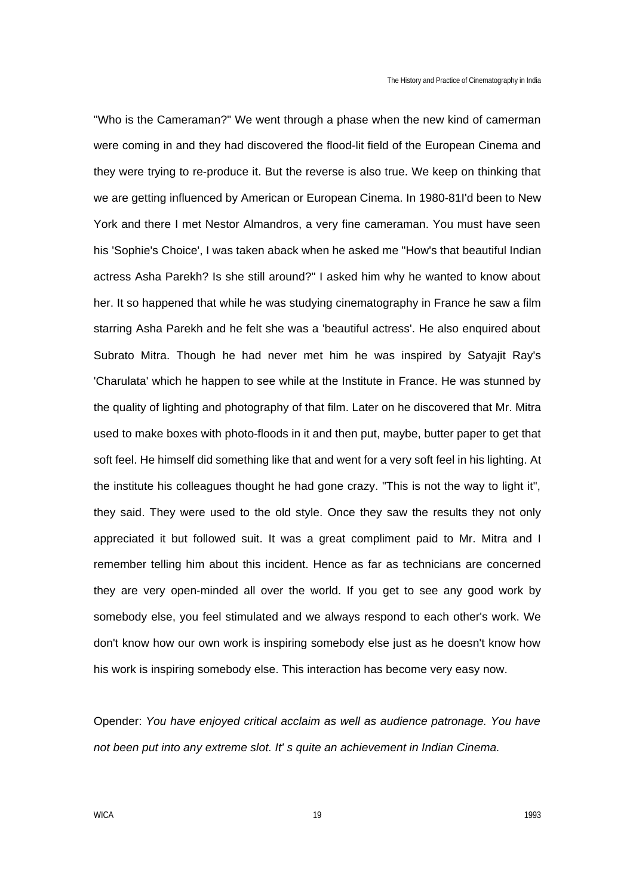"Who is the Cameraman?" We went through a phase when the new kind of camerman were coming in and they had discovered the flood-lit field of the European Cinema and they were trying to re-produce it. But the reverse is also true. We keep on thinking that we are getting influenced by American or European Cinema. In 1980-81I'd been to New York and there I met Nestor Almandros, a very fine cameraman. You must have seen his 'Sophie's Choice', I was taken aback when he asked me "How's that beautiful Indian actress Asha Parekh? Is she still around?" I asked him why he wanted to know about her. It so happened that while he was studying cinematography in France he saw a film starring Asha Parekh and he felt she was a 'beautiful actress'. He also enquired about Subrato Mitra. Though he had never met him he was inspired by Satyajit Ray's 'Charulata' which he happen to see while at the Institute in France. He was stunned by the quality of lighting and photography of that film. Later on he discovered that Mr. Mitra used to make boxes with photo-floods in it and then put, maybe, butter paper to get that soft feel. He himself did something like that and went for a very soft feel in his lighting. At the institute his colleagues thought he had gone crazy. "This is not the way to light it", they said. They were used to the old style. Once they saw the results they not only appreciated it but followed suit. It was a great compliment paid to Mr. Mitra and I remember telling him about this incident. Hence as far as technicians are concerned they are very open-minded all over the world. If you get to see any good work by somebody else, you feel stimulated and we always respond to each other's work. We don't know how our own work is inspiring somebody else just as he doesn't know how his work is inspiring somebody else. This interaction has become very easy now.

Opender: *You have enjoyed critical acclaim as well as audience patronage. You have not been put into any extreme slot. It' s quite an achievement in Indian Cinema.*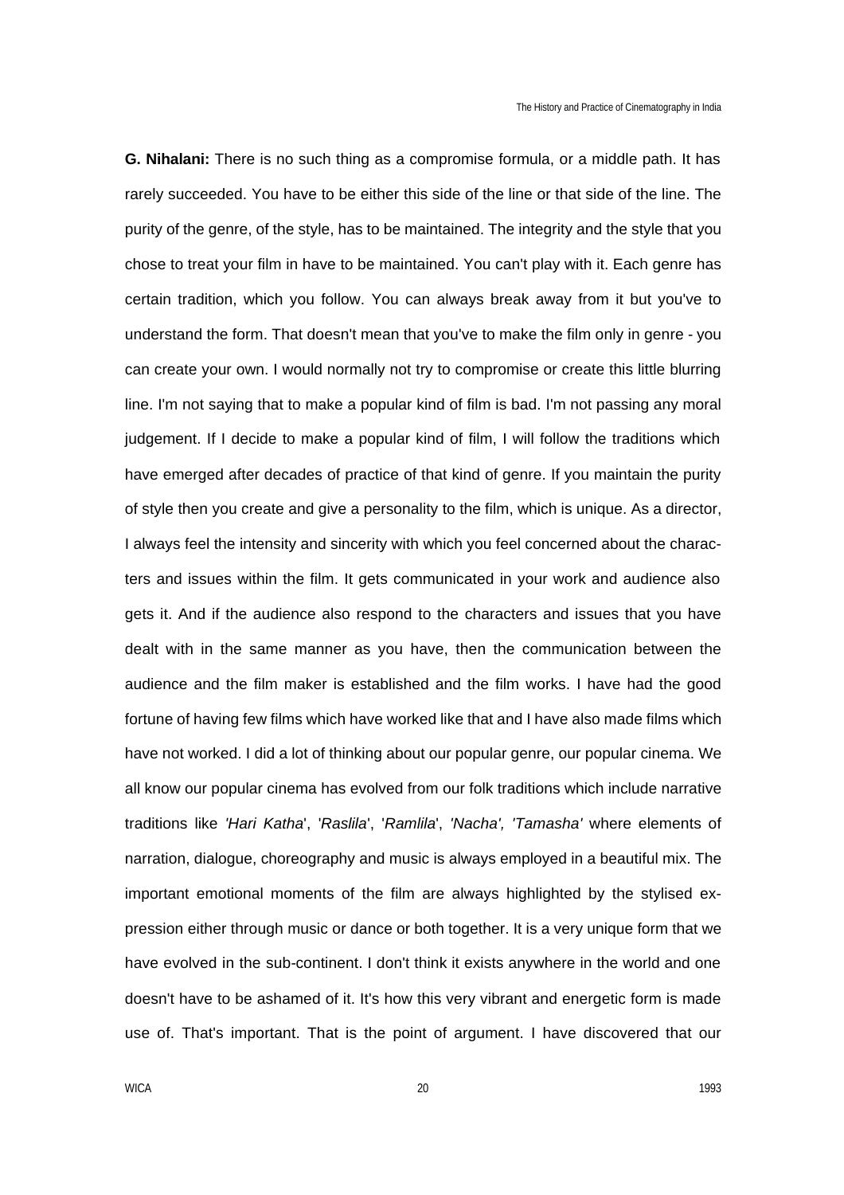**G. Nihalani:** There is no such thing as a compromise formula, or a middle path. It has rarely succeeded. You have to be either this side of the line or that side of the line. The purity of the genre, of the style, has to be maintained. The integrity and the style that you chose to treat your film in have to be maintained. You can't play with it. Each genre has certain tradition, which you follow. You can always break away from it but you've to understand the form. That doesn't mean that you've to make the film only in genre - you can create your own. I would normally not try to compromise or create this little blurring line. I'm not saying that to make a popular kind of film is bad. I'm not passing any moral judgement. If I decide to make a popular kind of film, I will follow the traditions which have emerged after decades of practice of that kind of genre. If you maintain the purity of style then you create and give a personality to the film, which is unique. As a director, I always feel the intensity and sincerity with which you feel concerned about the characters and issues within the film. It gets communicated in your work and audience also gets it. And if the audience also respond to the characters and issues that you have dealt with in the same manner as you have, then the communication between the audience and the film maker is established and the film works. I have had the good fortune of having few films which have worked like that and I have also made films which have not worked. I did a lot of thinking about our popular genre, our popular cinema. We all know our popular cinema has evolved from our folk traditions which include narrative traditions like *'Hari Katha'*, '*Raslila*', '*Ramlila*', *'Nacha', 'Tamasha'* where elements of narration, dialogue, choreography and music is always employed in a beautiful mix. The important emotional moments of the film are always highlighted by the stylised expression either through music or dance or both together. It is a very unique form that we have evolved in the sub-continent. I don't think it exists anywhere in the world and one doesn't have to be ashamed of it. It's how this very vibrant and energetic form is made use of. That's important. That is the point of argument. I have discovered that our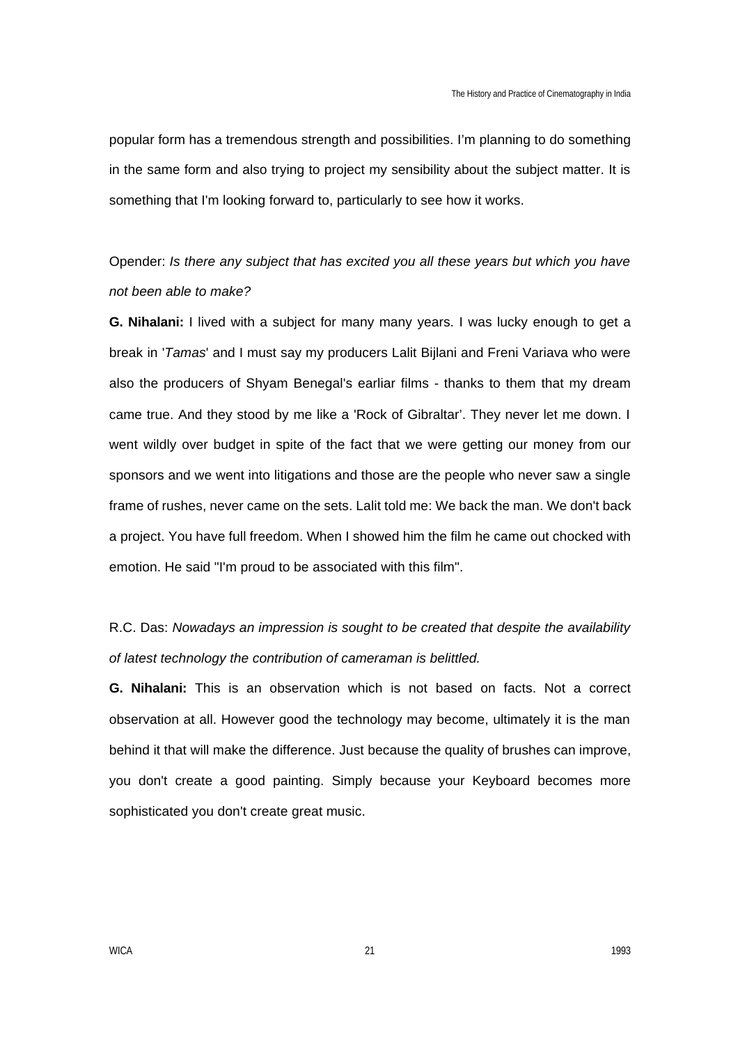popular form has a tremendous strength and possibilities. I'm planning to do something in the same form and also trying to project my sensibility about the subject matter. It is something that I'm looking forward to, particularly to see how it works.

Opender: *Is there any subject that has excited you all these years but which you have not been able to make?*

**G. Nihalani:** I lived with a subject for many many years. I was lucky enough to get a break in '*Tamas*' and I must say my producers Lalit Bijlani and Freni Variava who were also the producers of Shyam Benegal's earliar films - thanks to them that my dream came true. And they stood by me like a 'Rock of Gibraltar'. They never let me down. I went wildly over budget in spite of the fact that we were getting our money from our sponsors and we went into litigations and those are the people who never saw a single frame of rushes, never came on the sets. Lalit told me: We back the man. We don't back a project. You have full freedom. When I showed him the film he came out chocked with emotion. He said "I'm proud to be associated with this film".

R.C. Das: *Nowadays an impression is sought to be created that despite the availability of latest technology the contribution of cameraman is belittled.*

**G. Nihalani:** This is an observation which is not based on facts. Not a correct observation at all. However good the technology may become, ultimately it is the man behind it that will make the difference. Just because the quality of brushes can improve, you don't create a good painting. Simply because your Keyboard becomes more sophisticated you don't create great music.